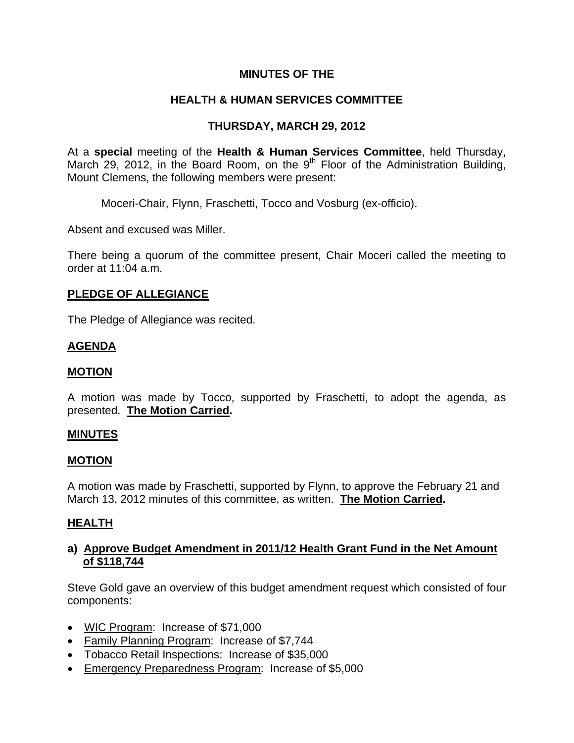# MINUTES OF THE

# HEALTH & HUMAN SERVICES COMMITTEE

# THURSDAY, MARCH 29, 2012

At a **special** meeting of the **Health & Human Services Committee**, held Thursday, March 29, 2012, in the Board Room, on the 9th Floor of the Administration Building, Mount Clemens, the following members were present:

Moceri-Chair, Flynn, Fraschetti, Tocco and Vosburg (ex-officio).

Absent and excused was Miller.

There being a quorum of the committee present, Chair Moceri called the meeting to order at 11:04 a.m.

## PLEDGE OF ALLEGIANCE

The Pledge of Allegiance was recited.

## AGENDA

## MOTION

A motion was made by Tocco, supported by Fraschetti, to adopt the agenda, as presented. **The Motion Carried.**

## MINUTES

## MOTION

A motion was made by Fraschetti, supported by Flynn, to approve the February 21 and March 13, 2012 minutes of this committee, as written. **The Motion Carried.**

## HEALTH

### a) Approve Budget Amendment in 2011/12 Health Grant Fund in the Net Amount of $118,744

Steve Gold gave an overview of this budget amendment request which consisted of four components:

- WIC Program: Increase of $71,000
- Family Planning Program: Increase of $7,744
- Tobacco Retail Inspections: Increase of $35,000
- Emergency Preparedness Program: Increase of $5,000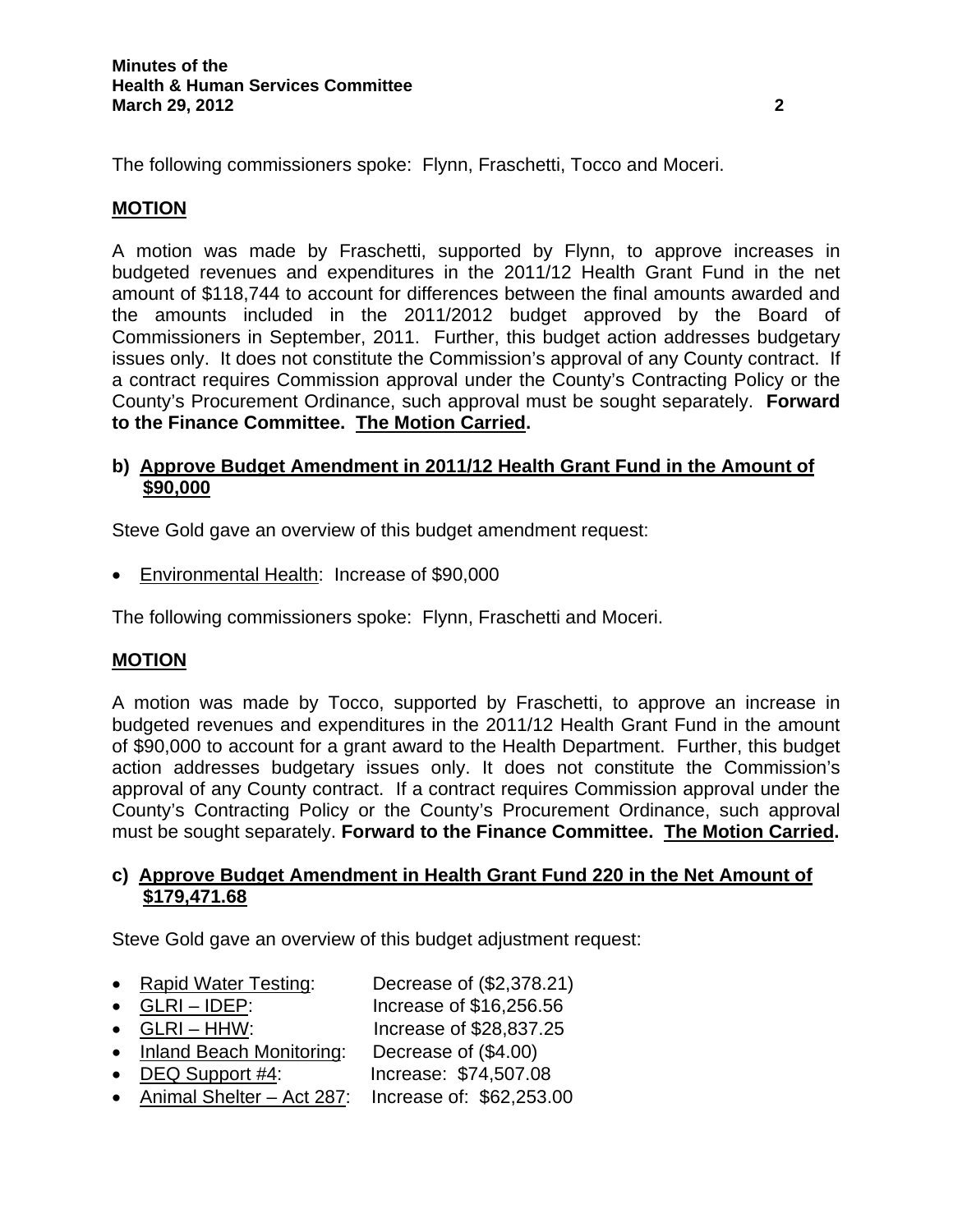The following commissioners spoke: Flynn, Fraschetti, Tocco and Moceri.

**MOTION**

A motion was made by Fraschetti, supported by Flynn, to approve increases in budgeted revenues and expenditures in the 2011/12 Health Grant Fund in the net amount of $118,744 to account for differences between the final amounts awarded and the amounts included in the 2011/2012 budget approved by the Board of Commissioners in September, 2011. Further, this budget action addresses budgetary issues only. It does not constitute the Commission's approval of any County contract. If a contract requires Commission approval under the County's Contracting Policy or the County's Procurement Ordinance, such approval must be sought separately. **Forward to the Finance Committee. The Motion Carried.**

### b) Approve Budget Amendment in 2011/12 Health Grant Fund in the Amount of $90,000

Steve Gold gave an overview of this budget amendment request:

- Environmental Health: Increase of $90,000

The following commissioners spoke: Flynn, Fraschetti and Moceri.

**MOTION**

A motion was made by Tocco, supported by Fraschetti, to approve an increase in budgeted revenues and expenditures in the 2011/12 Health Grant Fund in the amount of $90,000 to account for a grant award to the Health Department. Further, this budget action addresses budgetary issues only. It does not constitute the Commission's approval of any County contract. If a contract requires Commission approval under the County's Contracting Policy or the County's Procurement Ordinance, such approval must be sought separately. **Forward to the Finance Committee. The Motion Carried.**

### c) Approve Budget Amendment in Health Grant Fund 220 in the Net Amount of $179,471.68

Steve Gold gave an overview of this budget adjustment request:

- Rapid Water Testing: Decrease of ($2,378.21)
- GLRI – IDEP: Increase of $16,256.56
- GLRI – HHW: Increase of $28,837.25
- Inland Beach Monitoring: Decrease of ($4.00)
- DEQ Support #4: Increase: $74,507.08
- Animal Shelter – Act 287: Increase of: $62,253.00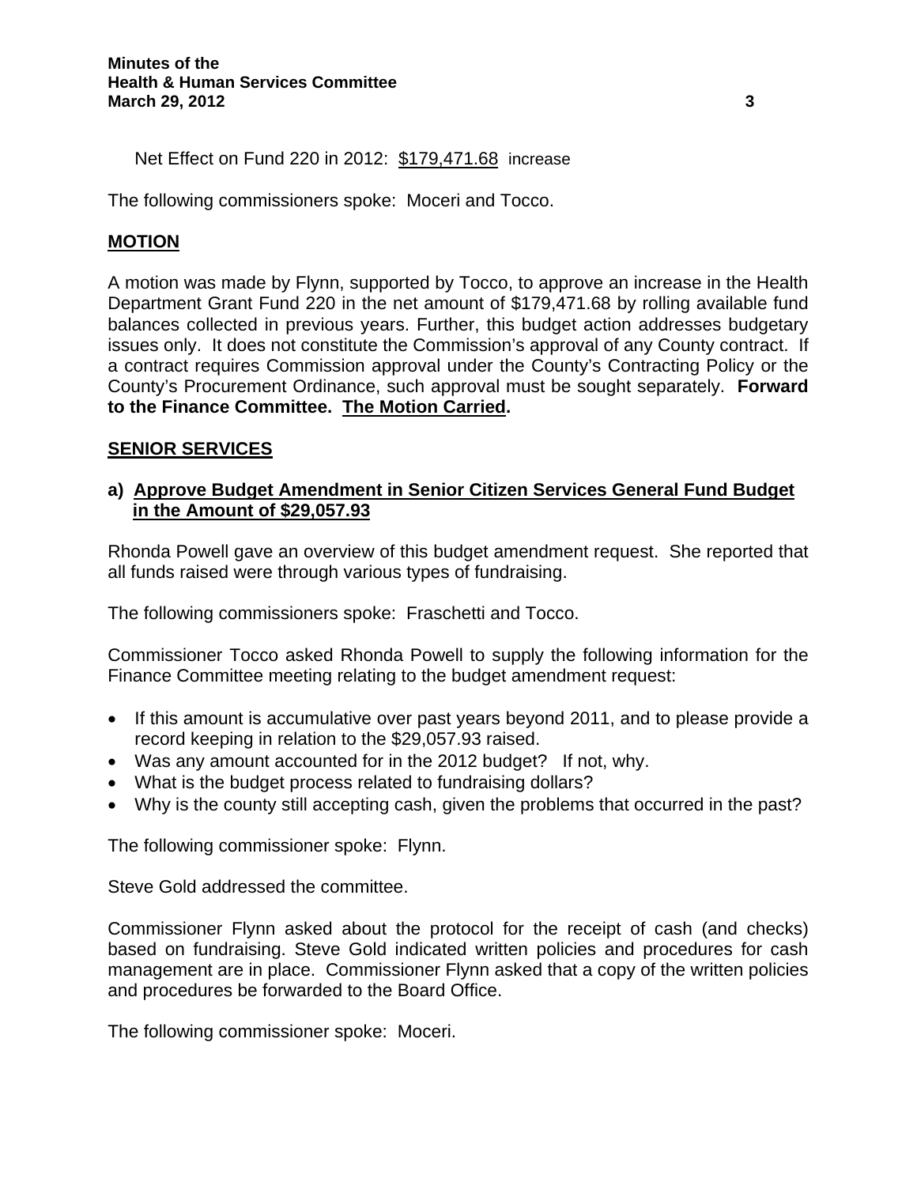Net Effect on Fund 220 in 2012: $179,471.68 increase

The following commissioners spoke: Moceri and Tocco.

**MOTION**

A motion was made by Flynn, supported by Tocco, to approve an increase in the Health Department Grant Fund 220 in the net amount of $179,471.68 by rolling available fund balances collected in previous years. Further, this budget action addresses budgetary issues only. It does not constitute the Commission's approval of any County contract. If a contract requires Commission approval under the County's Contracting Policy or the County's Procurement Ordinance, such approval must be sought separately. **Forward to the Finance Committee. The Motion Carried.**

**SENIOR SERVICES**

**a) Approve Budget Amendment in Senior Citizen Services General Fund Budget in the Amount of $29,057.93**

Rhonda Powell gave an overview of this budget amendment request. She reported that all funds raised were through various types of fundraising.

The following commissioners spoke: Fraschetti and Tocco.

Commissioner Tocco asked Rhonda Powell to supply the following information for the Finance Committee meeting relating to the budget amendment request:

- If this amount is accumulative over past years beyond 2011, and to please provide a record keeping in relation to the $29,057.93 raised.
- Was any amount accounted for in the 2012 budget? If not, why.
- What is the budget process related to fundraising dollars?
- Why is the county still accepting cash, given the problems that occurred in the past?

The following commissioner spoke: Flynn.

Steve Gold addressed the committee.

Commissioner Flynn asked about the protocol for the receipt of cash (and checks) based on fundraising. Steve Gold indicated written policies and procedures for cash management are in place. Commissioner Flynn asked that a copy of the written policies and procedures be forwarded to the Board Office.

The following commissioner spoke: Moceri.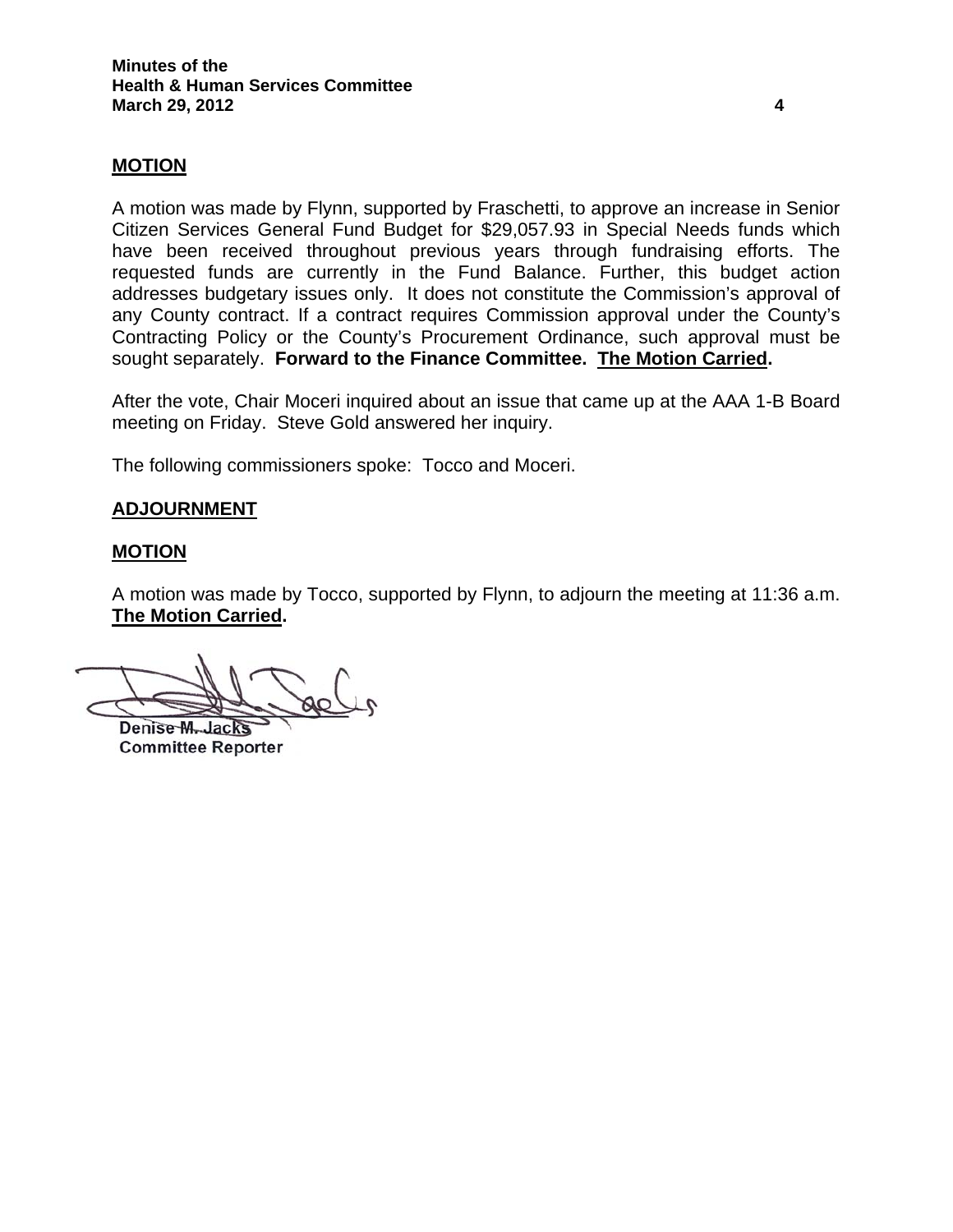**MOTION**

A motion was made by Flynn, supported by Fraschetti, to approve an increase in Senior Citizen Services General Fund Budget for $29,057.93 in Special Needs funds which have been received throughout previous years through fundraising efforts. The requested funds are currently in the Fund Balance. Further, this budget action addresses budgetary issues only. It does not constitute the Commission's approval of any County contract. If a contract requires Commission approval under the County's Contracting Policy or the County's Procurement Ordinance, such approval must be sought separately. **Forward to the Finance Committee. The Motion Carried.**

After the vote, Chair Moceri inquired about an issue that came up at the AAA 1-B Board meeting on Friday. Steve Gold answered her inquiry.

The following commissioners spoke: Tocco and Moceri.

**ADJOURNMENT**

**MOTION**

A motion was made by Tocco, supported by Flynn, to adjourn the meeting at 11:36 a.m. **The Motion Carried.**

Denise M. Jacks
Committee Reporter